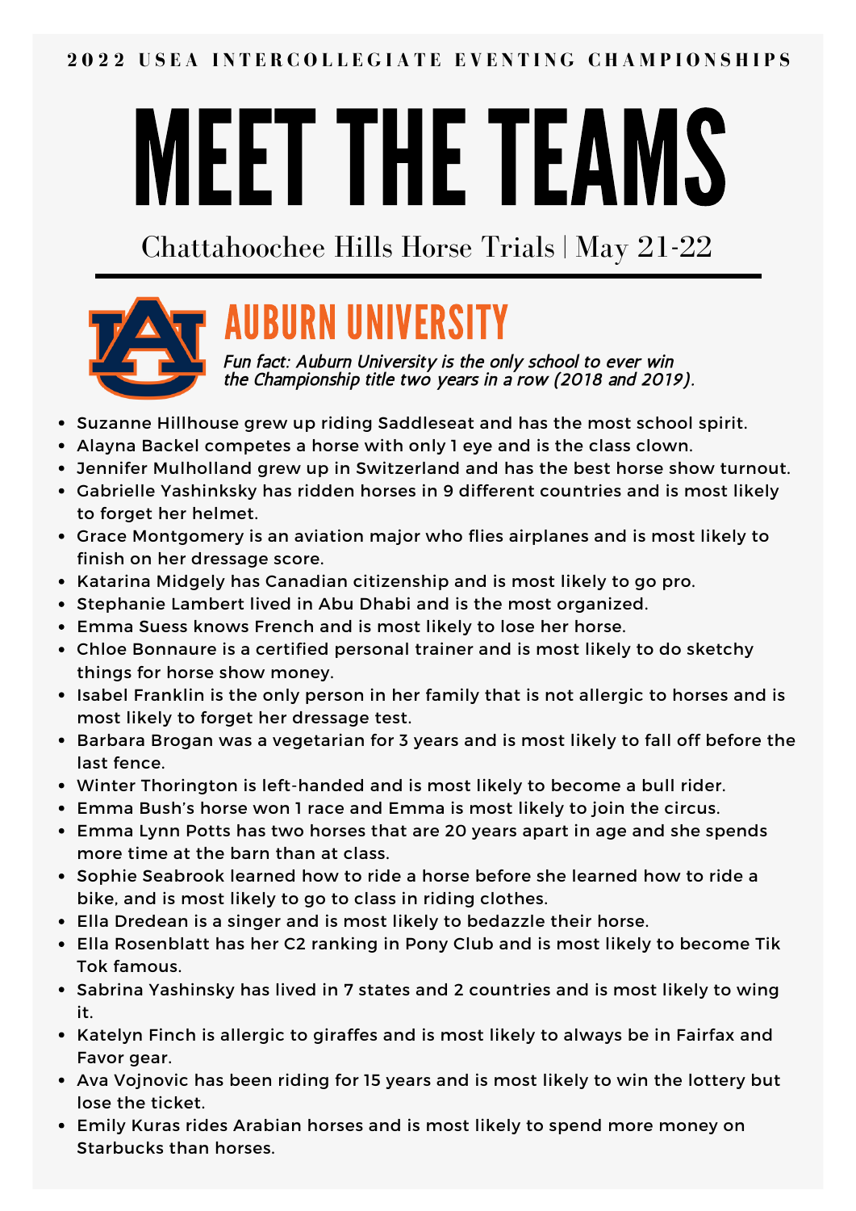2022 USEA INTERCOLLEGIATE EVENTING CHAMPIONSHIPS

# MEET THE TEAMS

Chattahoochee Hills Horse Trials | May 21-22

## AUBURN UNIVERSITY

*Fun fact: Auburn University is the only school to ever win the Championship title two years in a row (2018 and 2019).*

- Suzanne Hillhouse grew up riding Saddleseat and has the most school spirit.
- Alayna Backel competes a horse with only 1 eye and is the class clown.
- Jennifer Mulholland grew up in Switzerland and has the best horse show turnout.
- Gabrielle Yashinksky has ridden horses in 9 different countries and is most likely to forget her helmet.
- Grace Montgomery is an aviation major who flies airplanes and is most likely to finish on her dressage score.
- Katarina Midgely has Canadian citizenship and is most likely to go pro.
- Stephanie Lambert lived in Abu Dhabi and is the most organized.
- Emma Suess knows French and is most likely to lose her horse.
- Chloe Bonnaure is a certified personal trainer and is most likely to do sketchy things for horse show money.
- Isabel Franklin is the only person in her family that is not allergic to horses and is most likely to forget her dressage test.
- Barbara Brogan was a vegetarian for 3 years and is most likely to fall off before the last fence.
- Winter Thorington is left-handed and is most likely to become a bull rider.
- Emma Bush's horse won 1 race and Emma is most likely to join the circus.
- Emma Lynn Potts has two horses that are 20 years apart in age and she spends more time at the barn than at class.
- Sophie Seabrook learned how to ride a horse before she learned how to ride a bike, and is most likely to go to class in riding clothes.
- Ella Dredean is a singer and is most likely to bedazzle their horse.
- Ella Rosenblatt has her C2 ranking in Pony Club and is most likely to become Tik Tok famous.
- Sabrina Yashinsky has lived in 7 states and 2 countries and is most likely to wing it.
- Katelyn Finch is allergic to giraffes and is most likely to always be in Fairfax and Favor gear.
- Ava Vojnovic has been riding for 15 years and is most likely to win the lottery but lose the ticket.
- Emily Kuras rides Arabian horses and is most likely to spend more money on Starbucks than horses.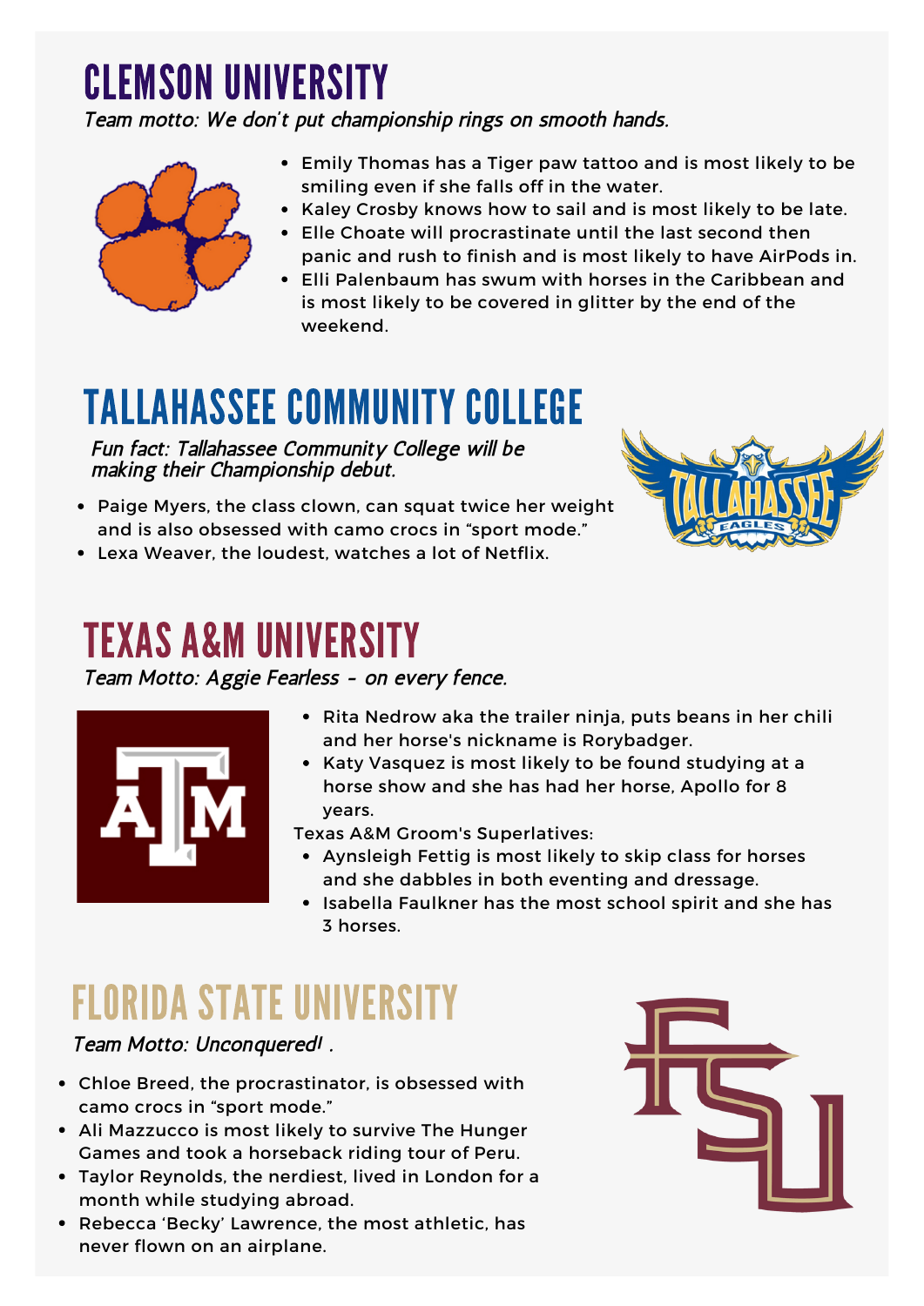# CLEMSON UNIVERSITY

*Team motto: We don't put championship rings on smooth hands.*

- Emily Thomas has a Tiger paw tattoo and is most likely to be smiling even if she falls off in the water.
- Kaley Crosby knows how to sail and is most likely to be late.
- Elle Choate will procrastinate until the last second then panic and rush to finish and is most likely to have AirPods in.
- Elli Palenbaum has swum with horses in the Caribbean and is most likely to be covered in glitter by the end of the weekend.

# TALLAHASSEE COMMUNITY COLLEGE

*Fun fact: Tallahassee Community College will be making their Championship debut.*

- Paige Myers, the class clown, can squat twice her weight and is also obsessed with camo crocs in "sport mode."
- Lexa Weaver, the loudest, watches a lot of Netflix.

# TEXAS A&M UNIVERSITY

*Team Motto: Aggie Fearless - on every fence.*

- Rita Nedrow aka the trailer ninja, puts beans in her chili and her horse's nickname is Rorybadger.
- Katy Vasquez is most likely to be found studying at a horse show and she has had her horse, Apollo for 8 years.

Texas A&M Groom's Superlatives:

- Aynsleigh Fettig is most likely to skip class for horses and she dabbles in both eventing and dressage.
- Isabella Faulkner has the most school spirit and she has 3 horses.

# FLORIDA STATE UNIVERSITY

*Team Motto: Unconquered! .*

- Chloe Breed, the procrastinator, is obsessed with camo crocs in "sport mode."
- Ali Mazzucco is most likely to survive The Hunger Games and took a horseback riding tour of Peru.
- Taylor Reynolds, the nerdiest, lived in London for a month while studying abroad.
- Rebecca 'Becky' Lawrence, the most athletic, has never flown on an airplane.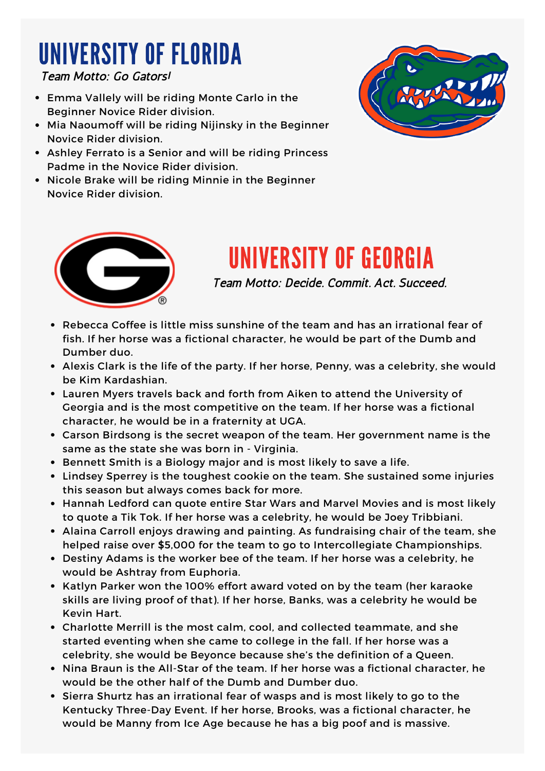# UNIVERSITY OF FLORIDA

*Team Motto: Go Gators!*

- Emma Vallely will be riding Monte Carlo in the Beginner Novice Rider division.
- Mia Naoumoff will be riding Nijinsky in the Beginner Novice Rider division.
- Ashley Ferrato is a Senior and will be riding Princess Padme in the Novice Rider division.
- Nicole Brake will be riding Minnie in the Beginner Novice Rider division.

# UNIVERSITY OF GEORGIA

*Team Motto: Decide. Commit. Act. Succeed.*

- Rebecca Coffee is little miss sunshine of the team and has an irrational fear of fish. If her horse was a fictional character, he would be part of the Dumb and Dumber duo.
- Alexis Clark is the life of the party. If her horse, Penny, was a celebrity, she would be Kim Kardashian.
- Lauren Myers travels back and forth from Aiken to attend the University of Georgia and is the most competitive on the team. If her horse was a fictional character, he would be in a fraternity at UGA.
- Carson Birdsong is the secret weapon of the team. Her government name is the same as the state she was born in - Virginia.
- Bennett Smith is a Biology major and is most likely to save a life.
- Lindsey Sperrey is the toughest cookie on the team. She sustained some injuries this season but always comes back for more.
- Hannah Ledford can quote entire Star Wars and Marvel Movies and is most likely to quote a Tik Tok. If her horse was a celebrity, he would be Joey Tribbiani.
- Alaina Carroll enjoys drawing and painting. As fundraising chair of the team, she helped raise over $5,000 for the team to go to Intercollegiate Championships.
- Destiny Adams is the worker bee of the team. If her horse was a celebrity, he would be Ashtray from Euphoria.
- Katlyn Parker won the 100% effort award voted on by the team (her karaoke skills are living proof of that). If her horse, Banks, was a celebrity he would be Kevin Hart.
- Charlotte Merrill is the most calm, cool, and collected teammate, and she started eventing when she came to college in the fall. If her horse was a celebrity, she would be Beyonce because she's the definition of a Queen.
- Nina Braun is the All-Star of the team. If her horse was a fictional character, he would be the other half of the Dumb and Dumber duo.
- Sierra Shurtz has an irrational fear of wasps and is most likely to go to the Kentucky Three-Day Event. If her horse, Brooks, was a fictional character, he would be Manny from Ice Age because he has a big poof and is massive.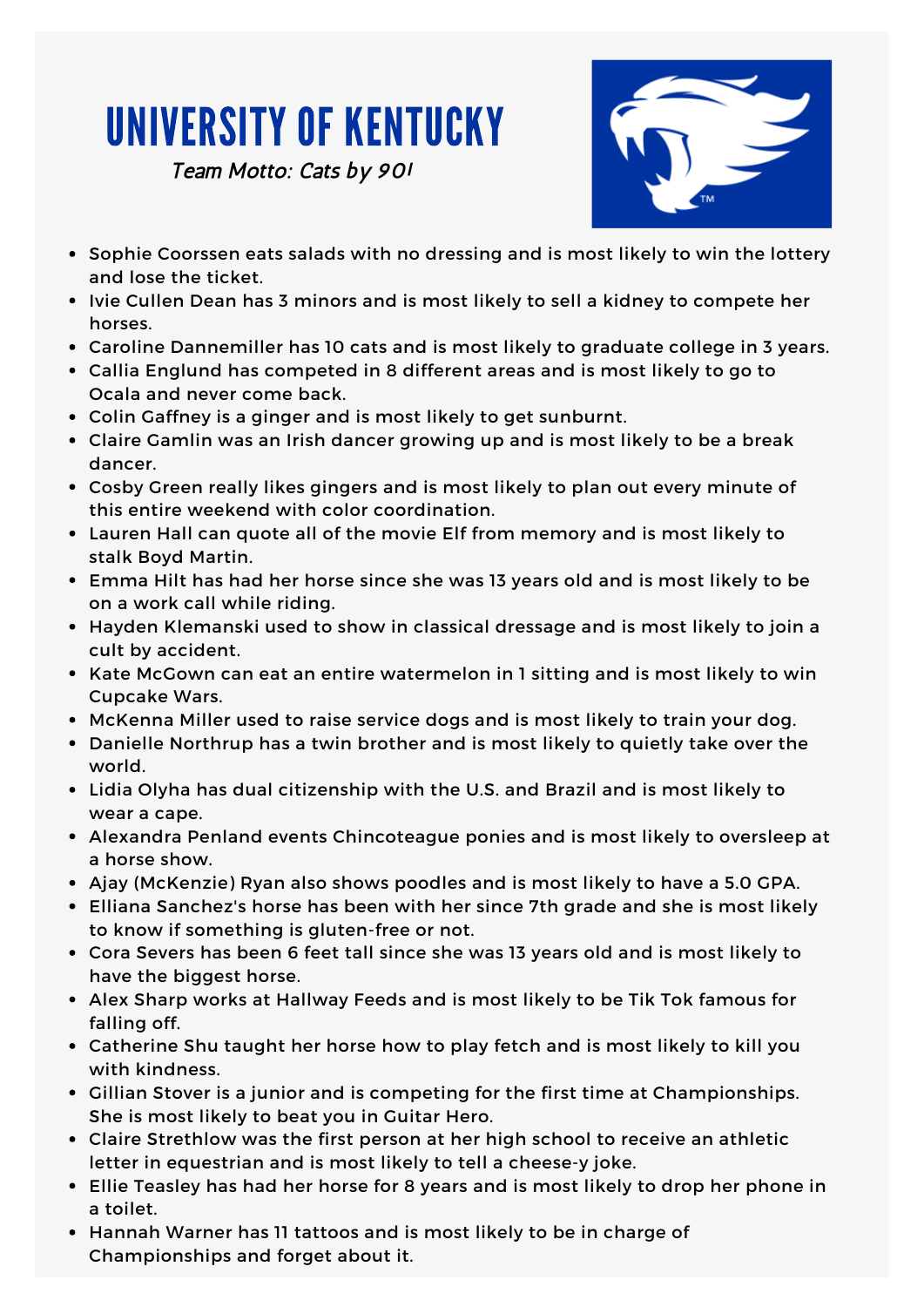# UNIVERSITY OF KENTUCKY

*Team Motto: Cats by 90!*

- Sophie Coorssen eats salads with no dressing and is most likely to win the lottery and lose the ticket.
- Ivie Cullen Dean has 3 minors and is most likely to sell a kidney to compete her horses.
- Caroline Dannemiller has 10 cats and is most likely to graduate college in 3 years.
- Callia Englund has competed in 8 different areas and is most likely to go to Ocala and never come back.
- Colin Gaffney is a ginger and is most likely to get sunburnt.
- Claire Gamlin was an Irish dancer growing up and is most likely to be a break dancer.
- Cosby Green really likes gingers and is most likely to plan out every minute of this entire weekend with color coordination.
- Lauren Hall can quote all of the movie Elf from memory and is most likely to stalk Boyd Martin.
- Emma Hilt has had her horse since she was 13 years old and is most likely to be on a work call while riding.
- Hayden Klemanski used to show in classical dressage and is most likely to join a cult by accident.
- Kate McGown can eat an entire watermelon in 1 sitting and is most likely to win Cupcake Wars.
- McKenna Miller used to raise service dogs and is most likely to train your dog.
- Danielle Northrup has a twin brother and is most likely to quietly take over the world.
- Lidia Olyha has dual citizenship with the U.S. and Brazil and is most likely to wear a cape.
- Alexandra Penland events Chincoteague ponies and is most likely to oversleep at a horse show.
- Ajay (McKenzie) Ryan also shows poodles and is most likely to have a 5.0 GPA.
- Elliana Sanchez's horse has been with her since 7th grade and she is most likely to know if something is gluten-free or not.
- Cora Severs has been 6 feet tall since she was 13 years old and is most likely to have the biggest horse.
- Alex Sharp works at Hallway Feeds and is most likely to be Tik Tok famous for falling off.
- Catherine Shu taught her horse how to play fetch and is most likely to kill you with kindness.
- Gillian Stover is a junior and is competing for the first time at Championships. She is most likely to beat you in Guitar Hero.
- Claire Strethlow was the first person at her high school to receive an athletic letter in equestrian and is most likely to tell a cheese-y joke.
- Ellie Teasley has had her horse for 8 years and is most likely to drop her phone in a toilet.
- Hannah Warner has 11 tattoos and is most likely to be in charge of Championships and forget about it.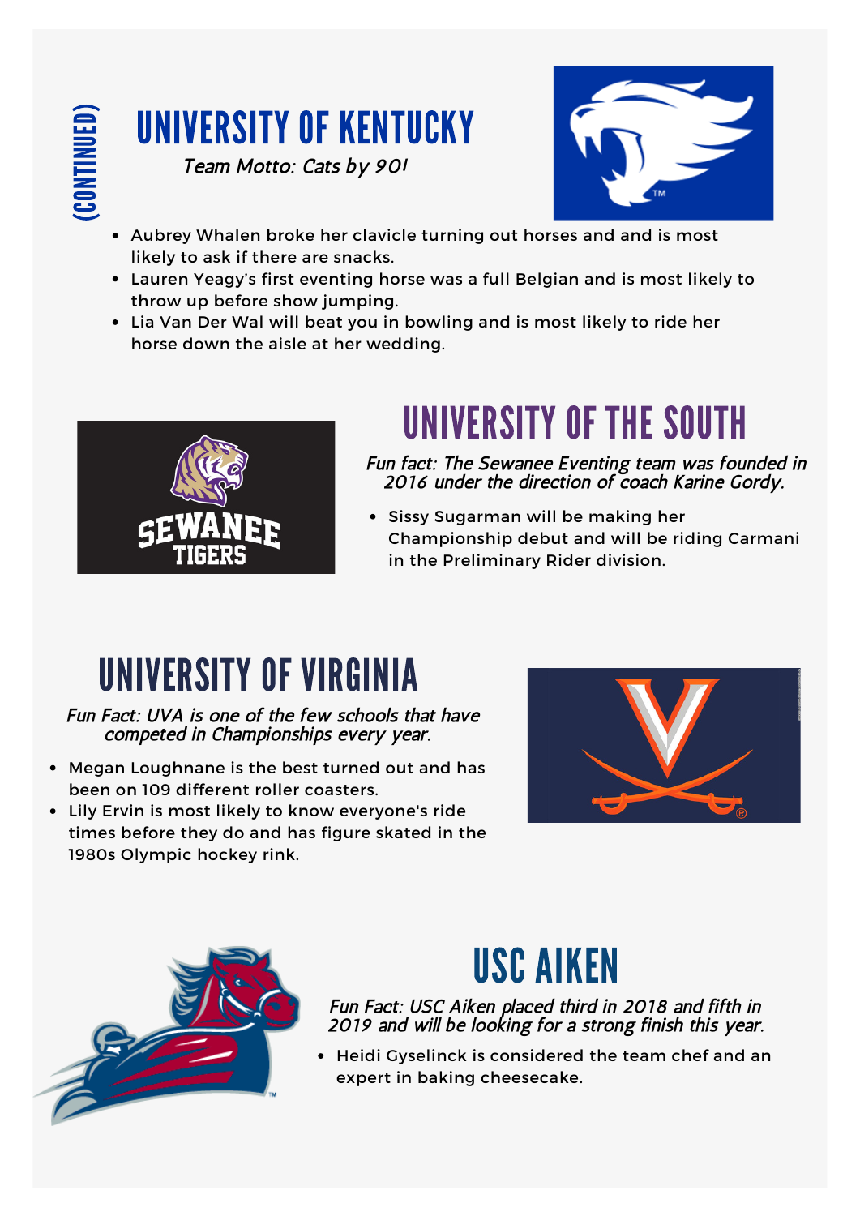(CONTINUED)

# UNIVERSITY OF KENTUCKY

*Team Motto: Cats by 90!*

- Aubrey Whalen broke her clavicle turning out horses and and is most likely to ask if there are snacks.
- Lauren Yeagy's first eventing horse was a full Belgian and is most likely to throw up before show jumping.
- Lia Van Der Wal will beat you in bowling and is most likely to ride her horse down the aisle at her wedding.

# UNIVERSITY OF THE SOUTH

*Fun fact: The Sewanee Eventing team was founded in 2016 under the direction of coach Karine Gordy.*

- Sissy Sugarman will be making her Championship debut and will be riding Carmani in the Preliminary Rider division.

# UNIVERSITY OF VIRGINIA

*Fun Fact: UVA is one of the few schools that have competed in Championships every year.*

- Megan Loughnane is the best turned out and has been on 109 different roller coasters.
- Lily Ervin is most likely to know everyone's ride times before they do and has figure skated in the 1980s Olympic hockey rink.

# USC AIKEN

*Fun Fact: USC Aiken placed third in 2018 and fifth in 2019 and will be looking for a strong finish this year.*

- Heidi Gyselinck is considered the team chef and an expert in baking cheesecake.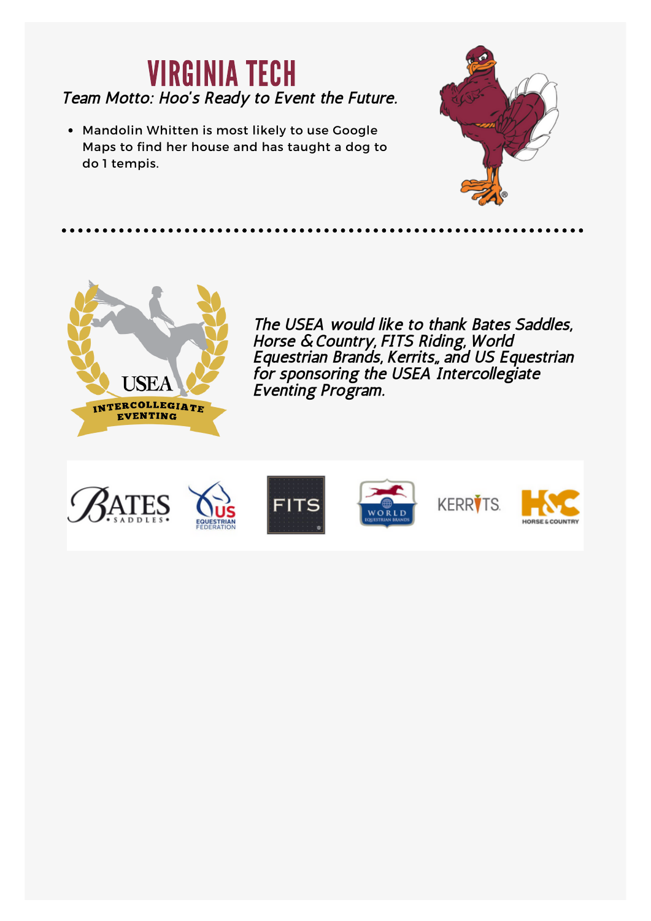# VIRGINIA TECH

*Team Motto: Hoo's Ready to Event the Future.*

- Mandolin Whitten is most likely to use Google Maps to find her house and has taught a dog to do 1 tempis.

*The USEA would like to thank Bates Saddles, Horse & Country, FITS Riding, World Equestrian Brands, Kerrits,, and US Equestrian for sponsoring the USEA Intercollegiate Eventing Program.*